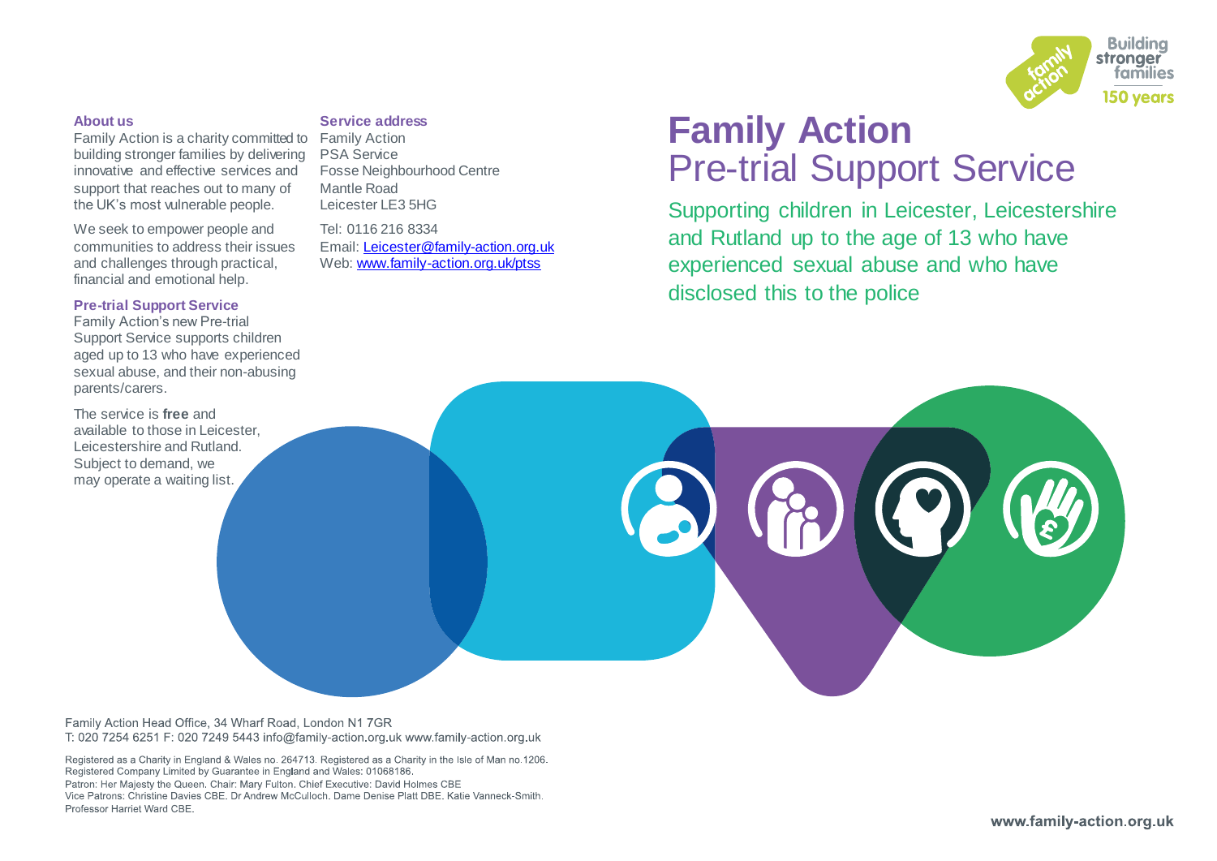# Family Action
## Pre-trial Support Service

Supporting children in Leicester, Leicestershire and Rutland up to the age of 13 who have experienced sexual abuse and who have disclosed this to the police

### About us

Family Action is a charity committed to building stronger families by delivering innovative and effective services and support that reaches out to many of the UK's most vulnerable people.

We seek to empower people and communities to address their issues and challenges through practical, financial and emotional help.

### Pre-trial Support Service

Family Action's new Pre-trial Support Service supports children aged up to 13 who have experienced sexual abuse, and their non-abusing parents/carers.

The service is **free** and available to those in Leicester, Leicestershire and Rutland. Subject to demand, we may operate a waiting list.

### Service address

Family Action
PSA Service
Fosse Neighbourhood Centre
Mantle Road
Leicester LE3 5HG

Tel: 0116 216 8334
Email: [Leicester@family-action.org.uk](mailto:Leicester@family-action.org.uk)
Web: [www.family-action.org.uk/ptss](http://www.family-action.org.uk/ptss)

Building stronger families
150 years

Family Action Head Office, 34 Wharf Road, London N1 7GR
T: 020 7254 6251 F: 020 7249 5443 info@family-action.org.uk www.family-action.org.uk

Registered as a Charity in England & Wales no. 264713. Registered as a Charity in the Isle of Man no.1206.
Registered Company Limited by Guarantee in England and Wales: 01068186.
Patron: Her Majesty the Queen. Chair: Mary Fulton. Chief Executive: David Holmes CBE
Vice Patrons: Christine Davies CBE. Dr Andrew McCulloch. Dame Denise Platt DBE. Katie Vanneck-Smith. Professor Harriet Ward CBE.

www.family-action.org.uk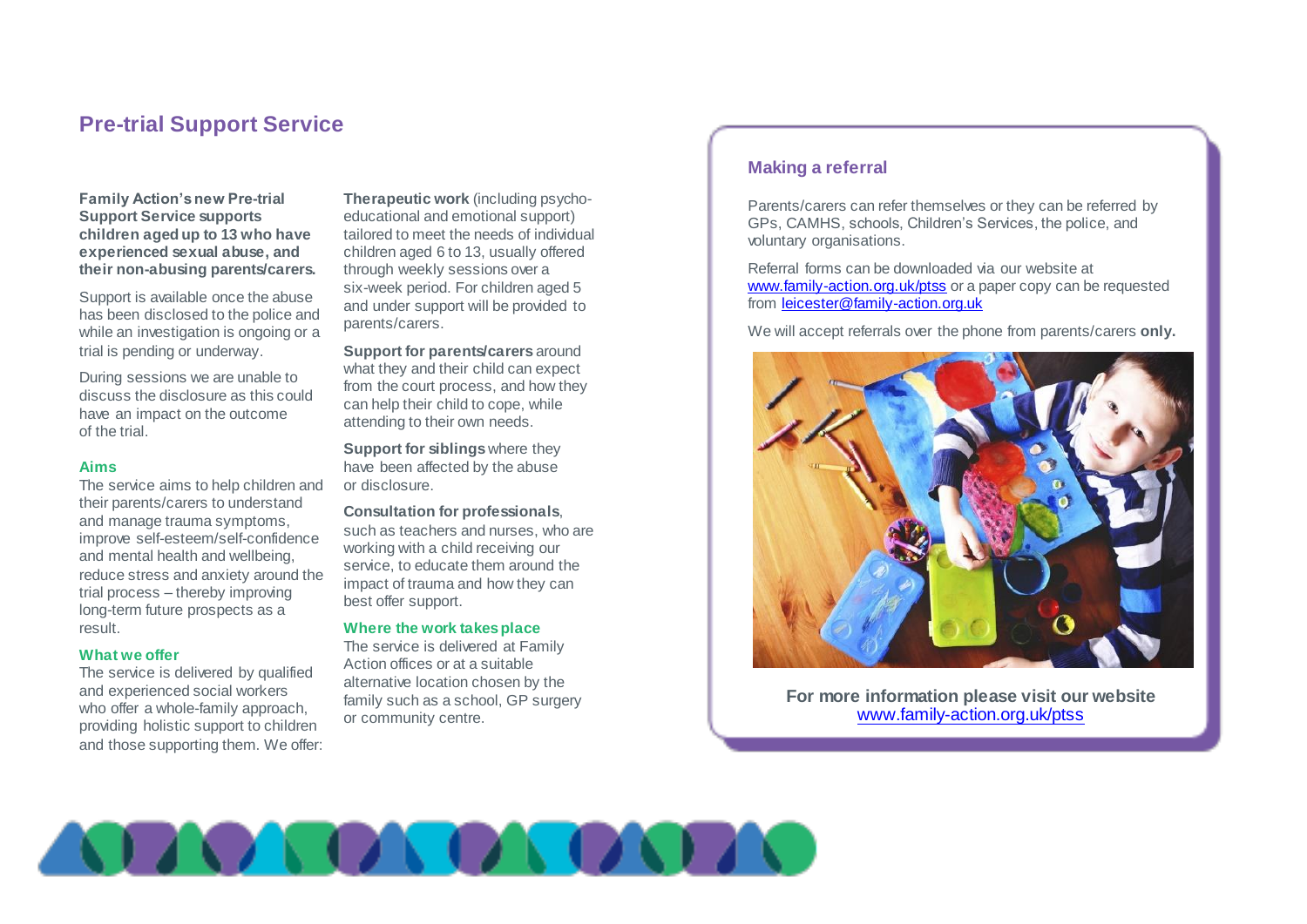## Pre-trial Support Service

**Family Action's new Pre-trial Support Service supports children aged up to 13 who have experienced sexual abuse, and their non-abusing parents/carers.**

Support is available once the abuse has been disclosed to the police and while an investigation is ongoing or a trial is pending or underway.

During sessions we are unable to discuss the disclosure as this could have an impact on the outcome of the trial.

### Aims

The service aims to help children and their parents/carers to understand and manage trauma symptoms, improve self-esteem/self-confidence and mental health and wellbeing, reduce stress and anxiety around the trial process – thereby improving long-term future prospects as a result.

### What we offer

The service is delivered by qualified and experienced social workers who offer a whole-family approach, providing holistic support to children and those supporting them. We offer:

**Therapeutic work** (including psycho-educational and emotional support) tailored to meet the needs of individual children aged 6 to 13, usually offered through weekly sessions over a six-week period. For children aged 5 and under support will be provided to parents/carers.

**Support for parents/carers** around what they and their child can expect from the court process, and how they can help their child to cope, while attending to their own needs.

**Support for siblings** where they have been affected by the abuse or disclosure.

**Consultation for professionals**, such as teachers and nurses, who are working with a child receiving our service, to educate them around the impact of trauma and how they can best offer support.

### Where the work takes place

The service is delivered at Family Action offices or at a suitable alternative location chosen by the family such as a school, GP surgery or community centre.

### Making a referral

Parents/carers can refer themselves or they can be referred by GPs, CAMHS, schools, Children's Services, the police, and voluntary organisations.

Referral forms can be downloaded via our website at www.family-action.org.uk/ptss or a paper copy can be requested from leicester@family-action.org.uk

We will accept referrals over the phone from parents/carers **only.**

**For more information please visit our website**
www.family-action.org.uk/ptss